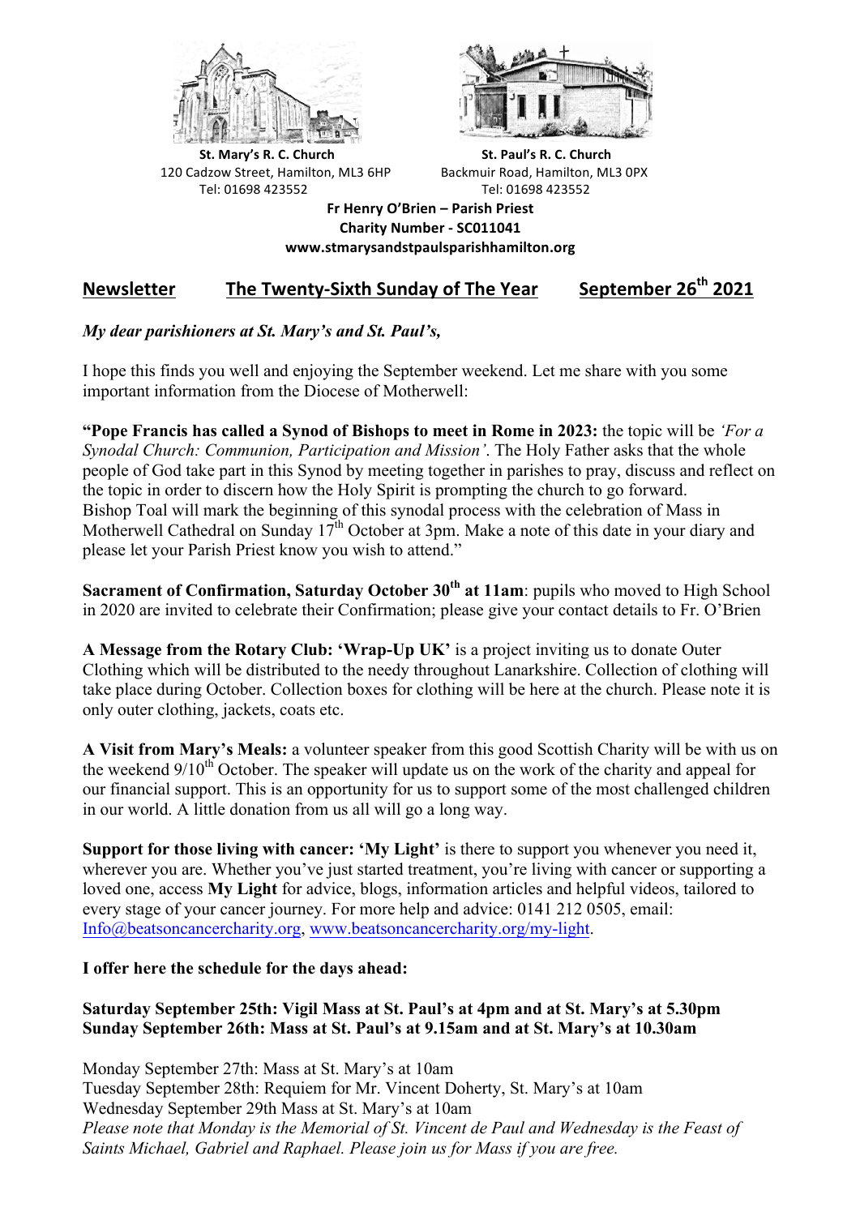**St. Mary's R. C. Church**
120 Cadzow Street, Hamilton, ML3 6HP
Tel: 01698 423552

**St. Paul's R. C. Church**
Backmuir Road, Hamilton, ML3 0PX
Tel: 01698 423552

**Fr Henry O'Brien – Parish Priest**
**Charity Number - SC011041**
**www.stmarysandstpaulsparishhamilton.org**

## Newsletter — The Twenty-Sixth Sunday of The Year — September 26th 2021

*My dear parishioners at St. Mary's and St. Paul's,*

I hope this finds you well and enjoying the September weekend. Let me share with you some important information from the Diocese of Motherwell:

**"Pope Francis has called a Synod of Bishops to meet in Rome in 2023:** the topic will be *'For a Synodal Church: Communion, Participation and Mission'.* The Holy Father asks that the whole people of God take part in this Synod by meeting together in parishes to pray, discuss and reflect on the topic in order to discern how the Holy Spirit is prompting the church to go forward. Bishop Toal will mark the beginning of this synodal process with the celebration of Mass in Motherwell Cathedral on Sunday 17th October at 3pm. Make a note of this date in your diary and please let your Parish Priest know you wish to attend."

**Sacrament of Confirmation, Saturday October 30th at 11am**: pupils who moved to High School in 2020 are invited to celebrate their Confirmation; please give your contact details to Fr. O'Brien

**A Message from the Rotary Club: 'Wrap-Up UK'** is a project inviting us to donate Outer Clothing which will be distributed to the needy throughout Lanarkshire. Collection of clothing will take place during October. Collection boxes for clothing will be here at the church. Please note it is only outer clothing, jackets, coats etc.

**A Visit from Mary's Meals:** a volunteer speaker from this good Scottish Charity will be with us on the weekend 9/10th October. The speaker will update us on the work of the charity and appeal for our financial support. This is an opportunity for us to support some of the most challenged children in our world. A little donation from us all will go a long way.

**Support for those living with cancer: 'My Light'** is there to support you whenever you need it, wherever you are. Whether you've just started treatment, you're living with cancer or supporting a loved one, access **My Light** for advice, blogs, information articles and helpful videos, tailored to every stage of your cancer journey. For more help and advice: 0141 212 0505, email: Info@beatsoncancercharity.org, www.beatsoncancercharity.org/my-light.

**I offer here the schedule for the days ahead:**

**Saturday September 25th: Vigil Mass at St. Paul's at 4pm and at St. Mary's at 5.30pm**
**Sunday September 26th: Mass at St. Paul's at 9.15am and at St. Mary's at 10.30am**

Monday September 27th: Mass at St. Mary's at 10am
Tuesday September 28th: Requiem for Mr. Vincent Doherty, St. Mary's at 10am
Wednesday September 29th Mass at St. Mary's at 10am
*Please note that Monday is the Memorial of St. Vincent de Paul and Wednesday is the Feast of Saints Michael, Gabriel and Raphael. Please join us for Mass if you are free.*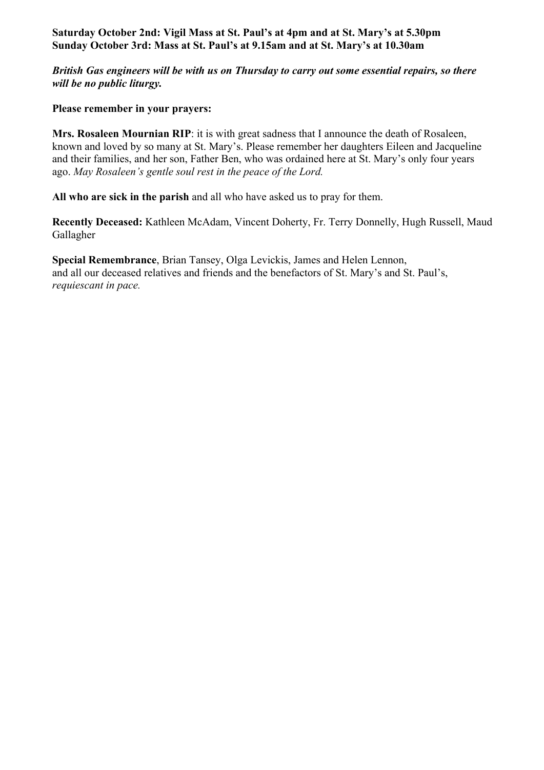**Saturday October 2nd: Vigil Mass at St. Paul's at 4pm and at St. Mary's at 5.30pm**
**Sunday October 3rd: Mass at St. Paul's at 9.15am and at St. Mary's at 10.30am**

***British Gas engineers will be with us on Thursday to carry out some essential repairs, so there will be no public liturgy.***

**Please remember in your prayers:**

**Mrs. Rosaleen Mournian RIP**: it is with great sadness that I announce the death of Rosaleen, known and loved by so many at St. Mary's. Please remember her daughters Eileen and Jacqueline and their families, and her son, Father Ben, who was ordained here at St. Mary's only four years ago. *May Rosaleen's gentle soul rest in the peace of the Lord.*

**All who are sick in the parish** and all who have asked us to pray for them.

**Recently Deceased:** Kathleen McAdam, Vincent Doherty, Fr. Terry Donnelly, Hugh Russell, Maud Gallagher

**Special Remembrance**, Brian Tansey, Olga Levickis, James and Helen Lennon,
and all our deceased relatives and friends and the benefactors of St. Mary's and St. Paul's, *requiescant in pace.*